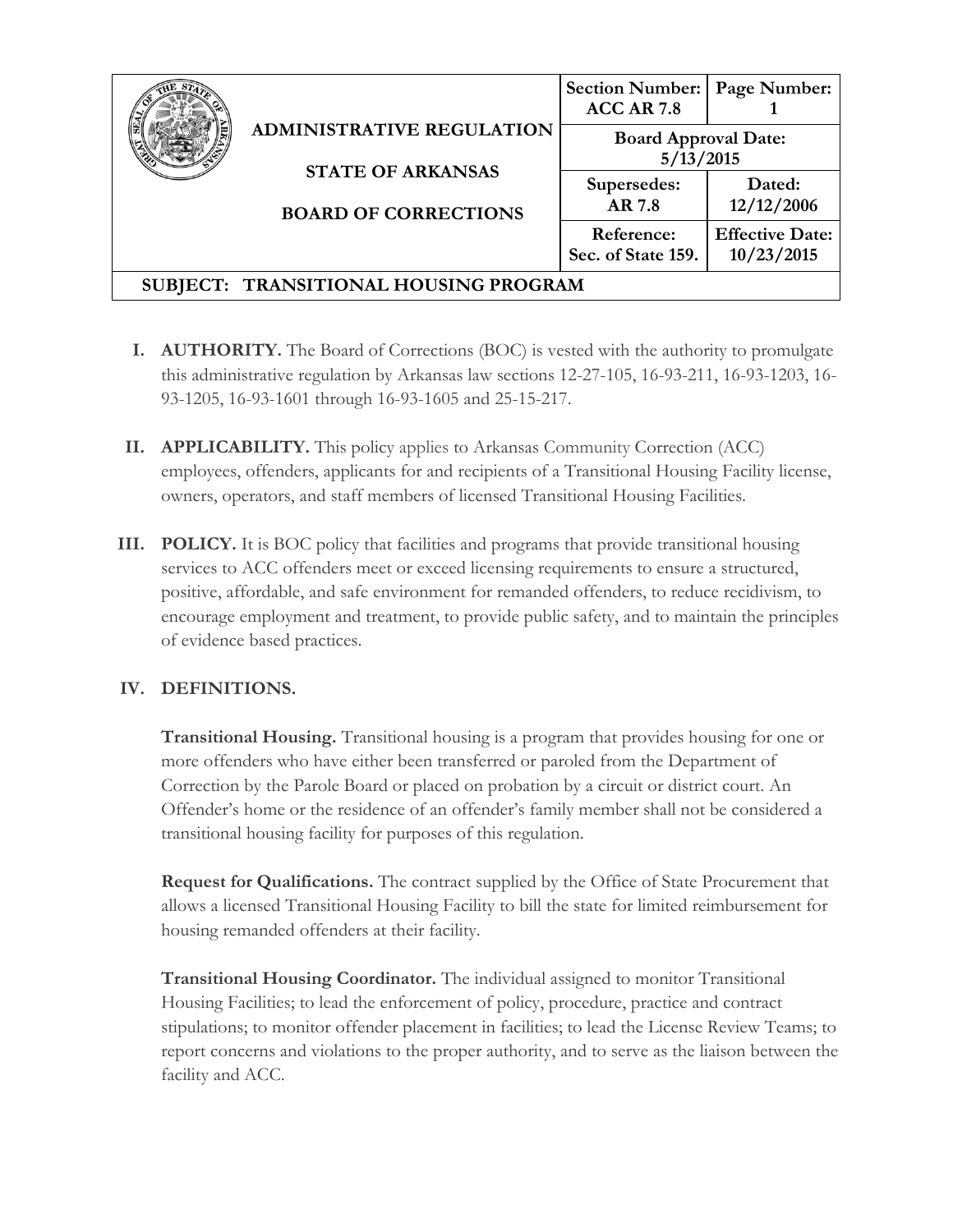| ADMINISTRATIVE REGULATION<br><br>STATE OF ARKANSAS<br><br>BOARD OF CORRECTIONS | Section Number: ACC AR 7.8 | Page Number: 1 |
|---|---|---|
| | Board Approval Date: 5/13/2015 | |
| | Supersedes: AR 7.8 | Dated: 12/12/2006 |
| | Reference: Sec. of State 159. | Effective Date: 10/23/2015 |
| **SUBJECT: TRANSITIONAL HOUSING PROGRAM** | | |

**I. AUTHORITY.** The Board of Corrections (BOC) is vested with the authority to promulgate this administrative regulation by Arkansas law sections 12-27-105, 16-93-211, 16-93-1203, 16-93-1205, 16-93-1601 through 16-93-1605 and 25-15-217.

**II. APPLICABILITY.** This policy applies to Arkansas Community Correction (ACC) employees, offenders, applicants for and recipients of a Transitional Housing Facility license, owners, operators, and staff members of licensed Transitional Housing Facilities.

**III. POLICY.** It is BOC policy that facilities and programs that provide transitional housing services to ACC offenders meet or exceed licensing requirements to ensure a structured, positive, affordable, and safe environment for remanded offenders, to reduce recidivism, to encourage employment and treatment, to provide public safety, and to maintain the principles of evidence based practices.

**IV. DEFINITIONS.**

**Transitional Housing.** Transitional housing is a program that provides housing for one or more offenders who have either been transferred or paroled from the Department of Correction by the Parole Board or placed on probation by a circuit or district court. An Offender's home or the residence of an offender's family member shall not be considered a transitional housing facility for purposes of this regulation.

**Request for Qualifications.** The contract supplied by the Office of State Procurement that allows a licensed Transitional Housing Facility to bill the state for limited reimbursement for housing remanded offenders at their facility.

**Transitional Housing Coordinator.** The individual assigned to monitor Transitional Housing Facilities; to lead the enforcement of policy, procedure, practice and contract stipulations; to monitor offender placement in facilities; to lead the License Review Teams; to report concerns and violations to the proper authority, and to serve as the liaison between the facility and ACC.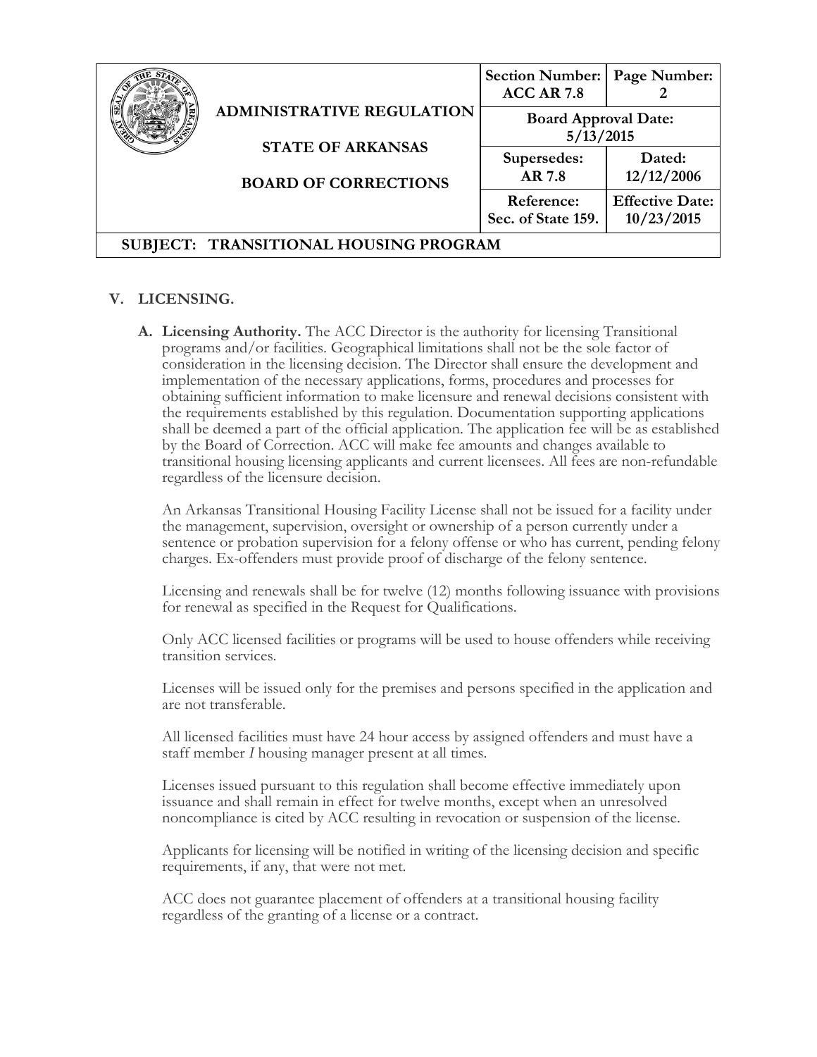## V. LICENSING.

**A. Licensing Authority.** The ACC Director is the authority for licensing Transitional programs and/or facilities. Geographical limitations shall not be the sole factor of consideration in the licensing decision. The Director shall ensure the development and implementation of the necessary applications, forms, procedures and processes for obtaining sufficient information to make licensure and renewal decisions consistent with the requirements established by this regulation. Documentation supporting applications shall be deemed a part of the official application. The application fee will be as established by the Board of Correction. ACC will make fee amounts and changes available to transitional housing licensing applicants and current licensees. All fees are non-refundable regardless of the licensure decision.

An Arkansas Transitional Housing Facility License shall not be issued for a facility under the management, supervision, oversight or ownership of a person currently under a sentence or probation supervision for a felony offense or who has current, pending felony charges. Ex-offenders must provide proof of discharge of the felony sentence.

Licensing and renewals shall be for twelve (12) months following issuance with provisions for renewal as specified in the Request for Qualifications.

Only ACC licensed facilities or programs will be used to house offenders while receiving transition services.

Licenses will be issued only for the premises and persons specified in the application and are not transferable.

All licensed facilities must have 24 hour access by assigned offenders and must have a staff member *I* housing manager present at all times.

Licenses issued pursuant to this regulation shall become effective immediately upon issuance and shall remain in effect for twelve months, except when an unresolved noncompliance is cited by ACC resulting in revocation or suspension of the license.

Applicants for licensing will be notified in writing of the licensing decision and specific requirements, if any, that were not met.

ACC does not guarantee placement of offenders at a transitional housing facility regardless of the granting of a license or a contract.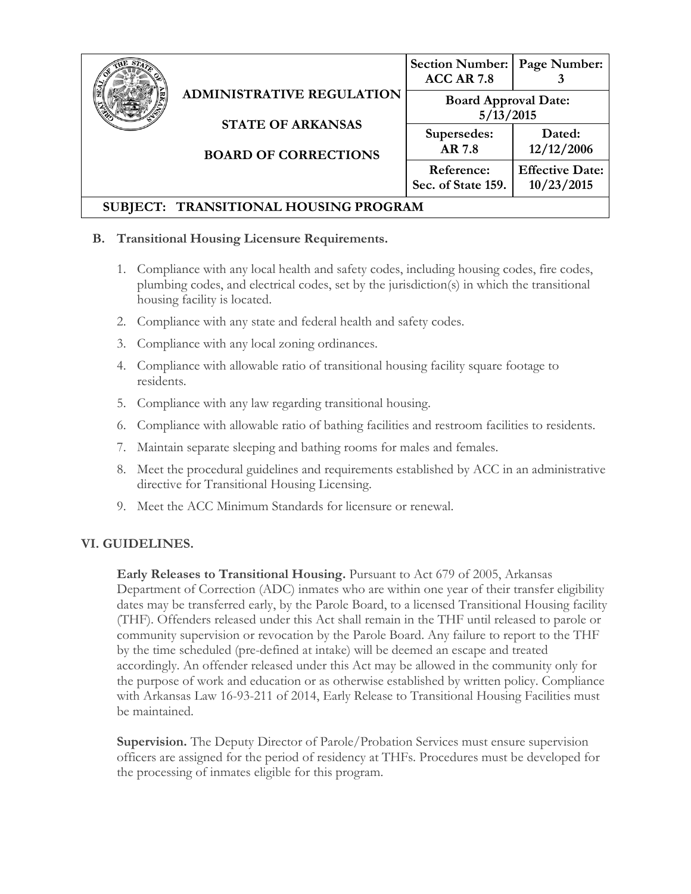### B. Transitional Housing Licensure Requirements.

1. Compliance with any local health and safety codes, including housing codes, fire codes, plumbing codes, and electrical codes, set by the jurisdiction(s) in which the transitional housing facility is located.
2. Compliance with any state and federal health and safety codes.
3. Compliance with any local zoning ordinances.
4. Compliance with allowable ratio of transitional housing facility square footage to residents.
5. Compliance with any law regarding transitional housing.
6. Compliance with allowable ratio of bathing facilities and restroom facilities to residents.
7. Maintain separate sleeping and bathing rooms for males and females.
8. Meet the procedural guidelines and requirements established by ACC in an administrative directive for Transitional Housing Licensing.
9. Meet the ACC Minimum Standards for licensure or renewal.

## VI. GUIDELINES.

**Early Releases to Transitional Housing.** Pursuant to Act 679 of 2005, Arkansas Department of Correction (ADC) inmates who are within one year of their transfer eligibility dates may be transferred early, by the Parole Board, to a licensed Transitional Housing facility (THF). Offenders released under this Act shall remain in the THF until released to parole or community supervision or revocation by the Parole Board. Any failure to report to the THF by the time scheduled (pre-defined at intake) will be deemed an escape and treated accordingly. An offender released under this Act may be allowed in the community only for the purpose of work and education or as otherwise established by written policy. Compliance with Arkansas Law 16-93-211 of 2014, Early Release to Transitional Housing Facilities must be maintained.

**Supervision.** The Deputy Director of Parole/Probation Services must ensure supervision officers are assigned for the period of residency at THFs. Procedures must be developed for the processing of inmates eligible for this program.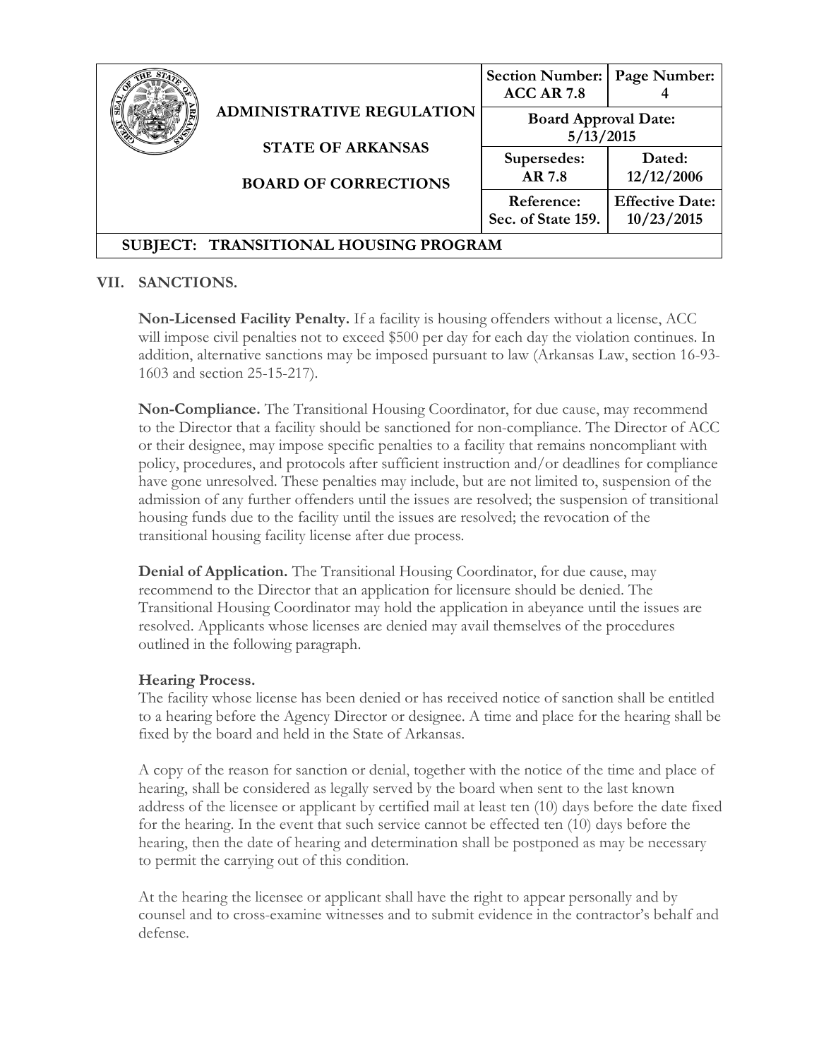## VII. SANCTIONS.

**Non-Licensed Facility Penalty.** If a facility is housing offenders without a license, ACC will impose civil penalties not to exceed $500 per day for each day the violation continues. In addition, alternative sanctions may be imposed pursuant to law (Arkansas Law, section 16-93-1603 and section 25-15-217).

**Non-Compliance.** The Transitional Housing Coordinator, for due cause, may recommend to the Director that a facility should be sanctioned for non-compliance. The Director of ACC or their designee, may impose specific penalties to a facility that remains noncompliant with policy, procedures, and protocols after sufficient instruction and/or deadlines for compliance have gone unresolved. These penalties may include, but are not limited to, suspension of the admission of any further offenders until the issues are resolved; the suspension of transitional housing funds due to the facility until the issues are resolved; the revocation of the transitional housing facility license after due process.

**Denial of Application.** The Transitional Housing Coordinator, for due cause, may recommend to the Director that an application for licensure should be denied. The Transitional Housing Coordinator may hold the application in abeyance until the issues are resolved. Applicants whose licenses are denied may avail themselves of the procedures outlined in the following paragraph.

**Hearing Process.**
The facility whose license has been denied or has received notice of sanction shall be entitled to a hearing before the Agency Director or designee. A time and place for the hearing shall be fixed by the board and held in the State of Arkansas.

A copy of the reason for sanction or denial, together with the notice of the time and place of hearing, shall be considered as legally served by the board when sent to the last known address of the licensee or applicant by certified mail at least ten (10) days before the date fixed for the hearing. In the event that such service cannot be effected ten (10) days before the hearing, then the date of hearing and determination shall be postponed as may be necessary to permit the carrying out of this condition.

At the hearing the licensee or applicant shall have the right to appear personally and by counsel and to cross-examine witnesses and to submit evidence in the contractor's behalf and defense.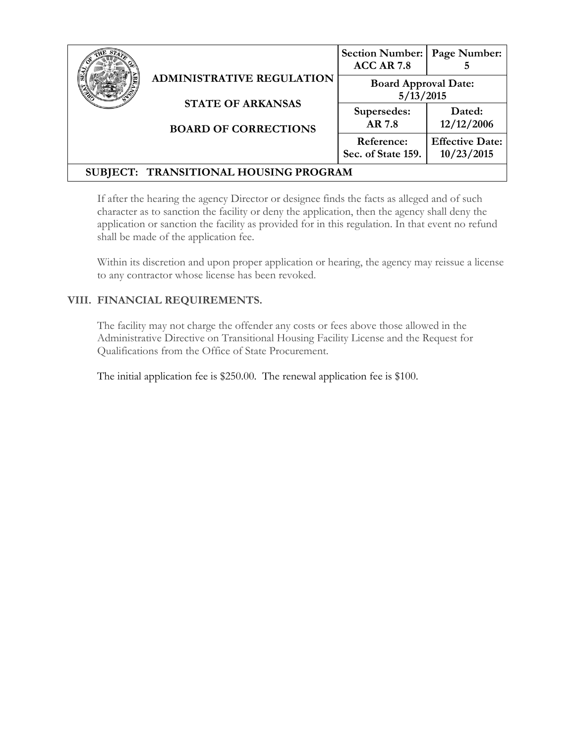If after the hearing the agency Director or designee finds the facts as alleged and of such character as to sanction the facility or deny the application, then the agency shall deny the application or sanction the facility as provided for in this regulation. In that event no refund shall be made of the application fee.

Within its discretion and upon proper application or hearing, the agency may reissue a license to any contractor whose license has been revoked.

## VIII. FINANCIAL REQUIREMENTS.

The facility may not charge the offender any costs or fees above those allowed in the Administrative Directive on Transitional Housing Facility License and the Request for Qualifications from the Office of State Procurement.

The initial application fee is $250.00. The renewal application fee is $100.